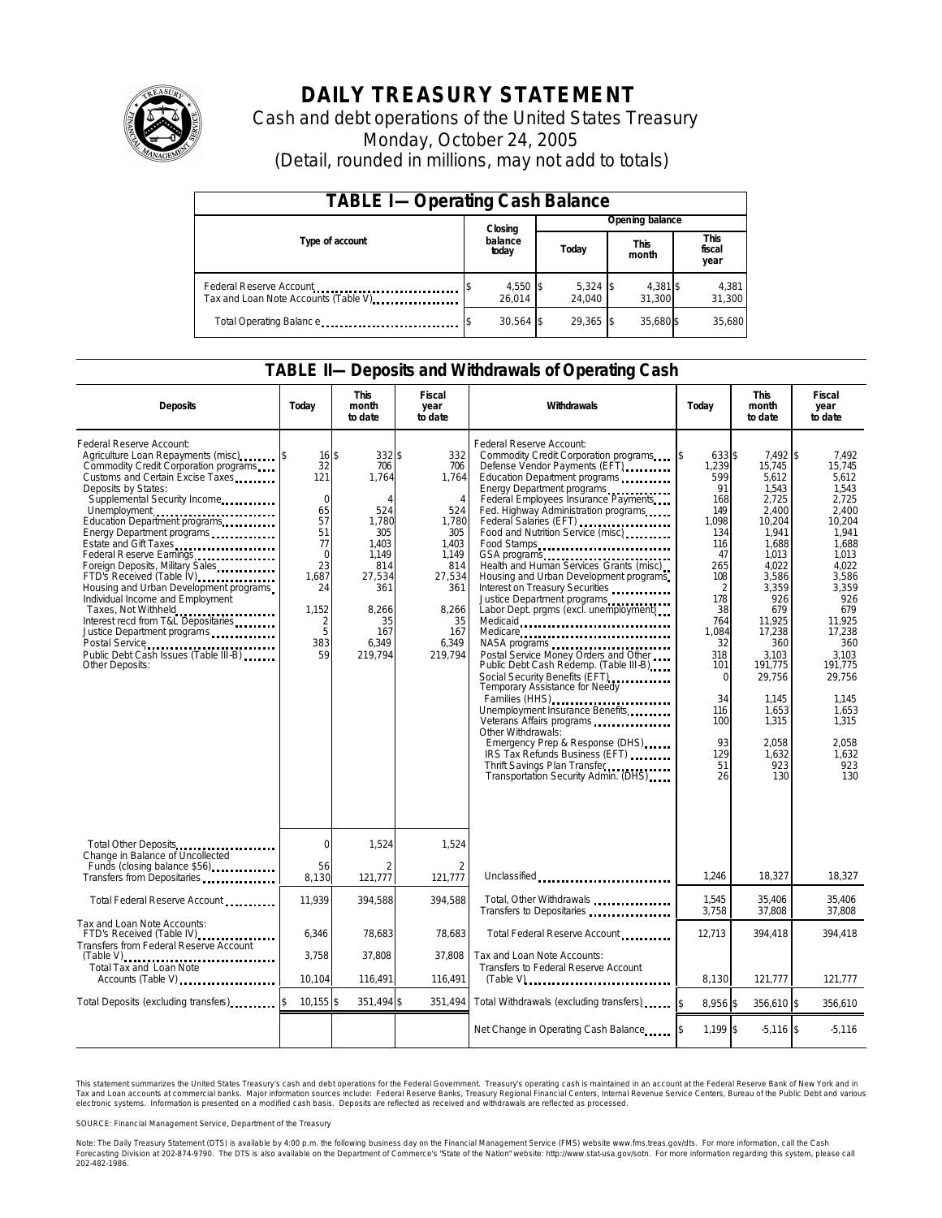# DAILY TREASURY STATEMENT

Cash and debt operations of the United States Treasury

Monday, October 24, 2005

(Detail, rounded in millions, may not add to totals)

## TABLE I—Operating Cash Balance

| Type of account | Closing balance today | Opening balance Today | Opening balance This month | Opening balance This fiscal year |
|---|---|---|---|---|
| Federal Reserve Account | $ 4,550 | $ 5,324 | $ 4,381 | $ 4,381 |
| Tax and Loan Note Accounts (Table V) | 26,014 | 24,040 | 31,300 | 31,300 |
| Total Operating Balance | $ 30,564 | $ 29,365 | $ 35,680 | $ 35,680 |

## TABLE II—Deposits and Withdrawals of Operating Cash

| Deposits | Today | This month to date | Fiscal year to date | Withdrawals | Today | This month to date | Fiscal year to date |
|---|---|---|---|---|---|---|---|
| Federal Reserve Account: | | | | Federal Reserve Account: | | | |
| Agriculture Loan Repayments (misc) | $ 16 | $ 332 | $ 332 | Commodity Credit Corporation programs | $ 633 | $ 7,492 | $ 7,492 |
| Commodity Credit Corporation programs | 32 | 706 | 706 | Defense Vendor Payments (EFT) | 1,239 | 15,745 | 15,745 |
| Customs and Certain Excise Taxes | 121 | 1,764 | 1,764 | Education Department programs | 599 | 5,612 | 5,612 |
| Deposits by States: | | | | Energy Department programs | 91 | 1,543 | 1,543 |
| Supplemental Security Income | 0 | 4 | 4 | Federal Employees Insurance Payments | 168 | 2,725 | 2,725 |
| Unemployment | 65 | 524 | 524 | Fed. Highway Administration programs | 149 | 2,400 | 2,400 |
| Education Department programs | 57 | 1,780 | 1,780 | Federal Salaries (EFT) | 1,098 | 10,204 | 10,204 |
| Energy Department programs | 51 | 305 | 305 | Food and Nutrition Service (misc) | 134 | 1,941 | 1,941 |
| Estate and Gift Taxes | 77 | 1,403 | 1,403 | Food Stamps | 116 | 1,688 | 1,688 |
| Federal Reserve Earnings | 0 | 1,149 | 1,149 | GSA programs | 47 | 1,013 | 1,013 |
| Foreign Deposits, Military Sales | 23 | 814 | 814 | Health and Human Services Grants (misc) | 265 | 4,022 | 4,022 |
| FTD's Received (Table IV) | 1,687 | 27,534 | 27,534 | Housing and Urban Development programs | 108 | 3,586 | 3,586 |
| Housing and Urban Development programs | 24 | 361 | 361 | Interest on Treasury Securities | 2 | 3,359 | 3,359 |
| Individual Income and Employment Taxes, Not Withheld | 1,152 | 8,266 | 8,266 | Justice Department programs | 178 | 926 | 926 |
| Interest recd from T&L Depositaries | 2 | 35 | 35 | Labor Dept. prgms (excl. unemployment) | 38 | 679 | 679 |
| Justice Department programs | 5 | 167 | 167 | Medicaid | 764 | 11,925 | 11,925 |
| Postal Service | 383 | 6,349 | 6,349 | Medicare | 1,084 | 17,238 | 17,238 |
| Public Debt Cash Issues (Table III-B) | 59 | 219,794 | 219,794 | NASA programs | 32 | 360 | 360 |
| Other Deposits: | | | | Postal Service Money Orders and Other | 318 | 3,103 | 3,103 |
| | | | | Public Debt Cash Redemp. (Table III-B) | 101 | 191,775 | 191,775 |
| | | | | Social Security Benefits (EFT) | 0 | 29,756 | 29,756 |
| | | | | Temporary Assistance for Needy Families (HHS) | 34 | 1,145 | 1,145 |
| | | | | Unemployment Insurance Benefits | 116 | 1,653 | 1,653 |
| | | | | Veterans Affairs programs | 100 | 1,315 | 1,315 |
| | | | | Other Withdrawals: | | | |
| | | | | Emergency Prep & Response (DHS) | 93 | 2,058 | 2,058 |
| | | | | IRS Tax Refunds Business (EFT) | 129 | 1,632 | 1,632 |
| | | | | Thrift Savings Plan Transfer | 51 | 923 | 923 |
| | | | | Transportation Security Admin. (DHS) | 26 | 130 | 130 |
| Total Other Deposits | 0 | 1,524 | 1,524 | | | | |
| Change in Balance of Uncollected Funds (closing balance $56) | 56 | 2 | 2 | | | | |
| Transfers from Depositaries | 8,130 | 121,777 | 121,777 | Unclassified | 1,246 | 18,327 | 18,327 |
| Total Federal Reserve Account | 11,939 | 394,588 | 394,588 | Total, Other Withdrawals | 1,545 | 35,406 | 35,406 |
| | | | | Transfers to Depositaries | 3,758 | 37,808 | 37,808 |
| Tax and Loan Note Accounts: | | | | | | | |
| FTD's Received (Table IV) | 6,346 | 78,683 | 78,683 | Total Federal Reserve Account | 12,713 | 394,418 | 394,418 |
| Transfers from Federal Reserve Account (Table V) | 3,758 | 37,808 | 37,808 | Tax and Loan Note Accounts: | | | |
| Total Tax and Loan Note Accounts (Table V) | 10,104 | 116,491 | 116,491 | Transfers to Federal Reserve Account (Table V) | 8,130 | 121,777 | 121,777 |
| Total Deposits (excluding transfers) | $ 10,155 | $ 351,494 | $ 351,494 | Total Withdrawals (excluding transfers) | $ 8,956 | $ 356,610 | $ 356,610 |
| | | | | Net Change in Operating Cash Balance | $ 1,199 | $ -5,116 | $ -5,116 |

This statement summarizes the United States Treasury's cash and debt operations for the Federal Government. Treasury's operating cash is maintained in an account at the Federal Reserve Bank of New York and in Tax and Loan accounts at commercial banks. Major information sources include: Federal Reserve Banks, Treasury Regional Financial Centers, Internal Revenue Service Centers, Bureau of the Public Debt and various electronic systems. Information is presented on a modified cash basis. Deposits are reflected as received and withdrawals are reflected as processed.

SOURCE: Financial Management Service, Department of the Treasury

Note: The Daily Treasury Statement (DTS) is available by 4:00 p.m. the following business day on the Financial Management Service (FMS) website www.fms.treas.gov/dts. For more information, call the Cash Forecasting Division at 202-874-9790. The DTS is also available on the Department of Commerce's "State of the Nation" website: http://www.stat-usa.gov/sotn. For more information regarding this system, please call 202-482-1986.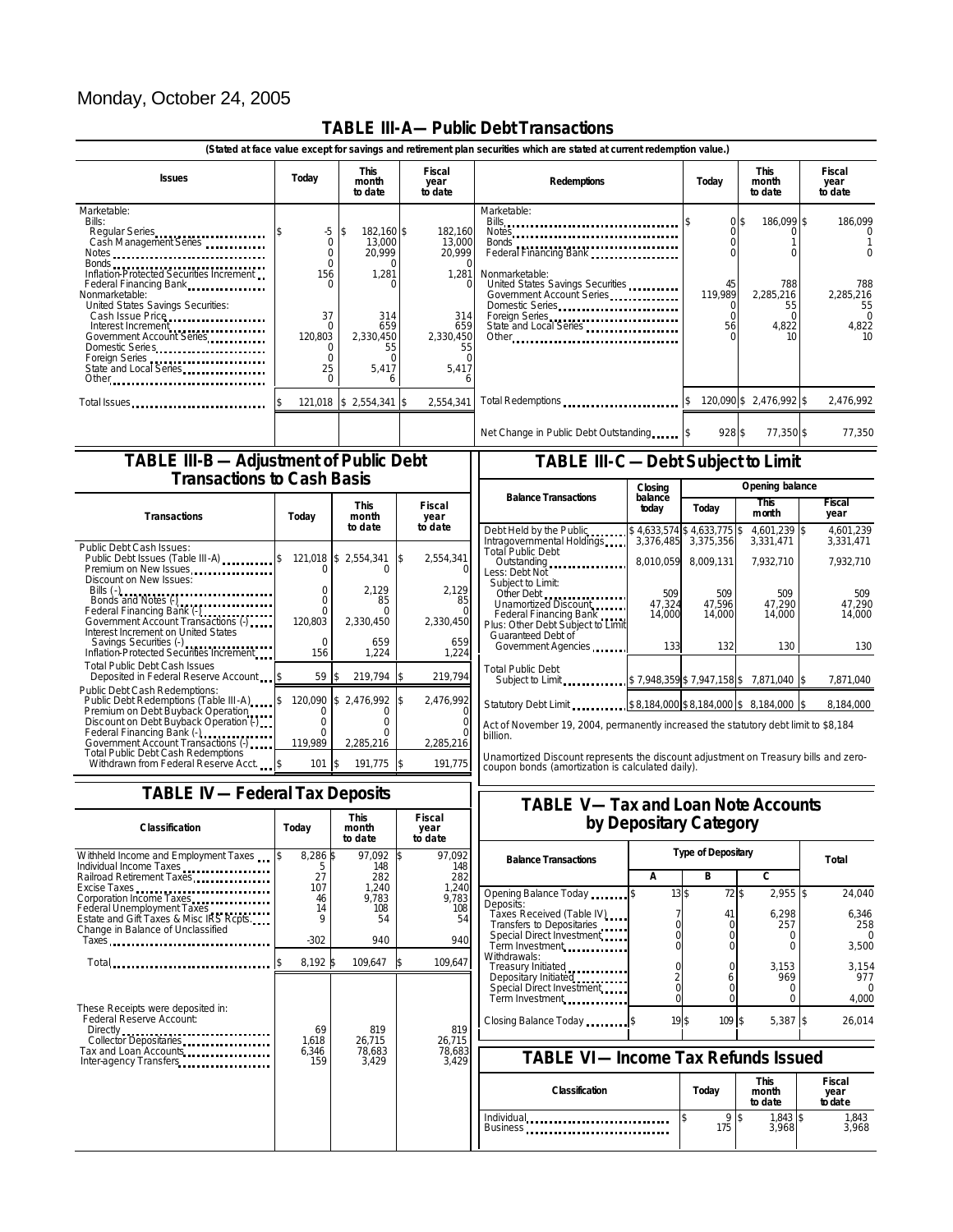Monday, October 24, 2005

## TABLE III-A — Public Debt Transactions

(Stated at face value except for savings and retirement plan securities which are stated at current redemption value.)

| Issues | Today | This month to date | Fiscal year to date |
|---|---|---|---|
| Marketable: | | | |
| Bills: | | | |
| Regular Series | $ -5 | $ 182,160 | $ 182,160 |
| Cash Management Series | 0 | 13,000 | 13,000 |
| Notes | 0 | 20,999 | 20,999 |
| Bonds | 0 | 0 | 0 |
| Inflation-Protected Securities Increment | 156 | 1,281 | 1,281 |
| Federal Financing Bank | 0 | 0 | 0 |
| Nonmarketable: | | | |
| United States Savings Securities: | | | |
| Cash Issue Price | 37 | 314 | 314 |
| Interest Increment | 0 | 659 | 659 |
| Government Account Series | 120,803 | 2,330,450 | 2,330,450 |
| Domestic Series | 0 | 55 | 55 |
| Foreign Series | 0 | 0 | 0 |
| State and Local Series | 25 | 5,417 | 5,417 |
| Other | 0 | 6 | 6 |
| Total Issues | $ 121,018 | $ 2,554,341 | $ 2,554,341 |

| Redemptions | Today | This month to date | Fiscal year to date |
|---|---|---|---|
| Marketable: | | | |
| Bills | $ 0 | $ 186,099 | $ 186,099 |
| Notes | 0 | 0 | 0 |
| Bonds | 0 | 1 | 1 |
| Federal Financing Bank | 0 | 0 | 0 |
| Nonmarketable: | | | |
| United States Savings Securities | 45 | 788 | 788 |
| Government Account Series | 119,989 | 2,285,216 | 2,285,216 |
| Domestic Series | 0 | 55 | 55 |
| Foreign Series | 0 | 0 | 0 |
| State and Local Series | 56 | 4,822 | 4,822 |
| Other | 0 | 10 | 10 |
| Total Redemptions | $ 120,090 | $ 2,476,992 | $ 2,476,992 |
| Net Change in Public Debt Outstanding | $ 928 | $ 77,350 | $ 77,350 |

## TABLE III-B — Adjustment of Public Debt Transactions to Cash Basis

| Transactions | Today | This month to date | Fiscal year to date |
|---|---|---|---|
| Public Debt Cash Issues: | | | |
| Public Debt Issues (Table III-A) | $ 121,018 | $ 2,554,341 | $ 2,554,341 |
| Premium on New Issues | 0 | 0 | 0 |
| Discount on New Issues: | | | |
| Bills (-) | 0 | 2,129 | 2,129 |
| Bonds and Notes (-) | 0 | 85 | 85 |
| Federal Financing Bank (-) | 0 | 0 | 0 |
| Government Account Transactions (-) | 120,803 | 2,330,450 | 2,330,450 |
| Interest Increment on United States Savings Securities (-) | 0 | 659 | 659 |
| Inflation-Protected Securities Increment | 156 | 1,224 | 1,224 |
| Total Public Debt Cash Issues Deposited in Federal Reserve Account | $ 59 | $ 219,794 | $ 219,794 |
| Public Debt Cash Redemptions: | | | |
| Public Debt Redemptions (Table III-A) | $ 120,090 | $ 2,476,992 | $ 2,476,992 |
| Premium on Debt Buyback Operation | 0 | 0 | 0 |
| Discount on Debt Buyback Operation (-) | 0 | 0 | 0 |
| Federal Financing Bank (-) | 0 | 0 | 0 |
| Government Account Transactions (-) | 119,989 | 2,285,216 | 2,285,216 |
| Total Public Debt Cash Redemptions Withdrawn from Federal Reserve Acct. | $ 101 | $ 191,775 | $ 191,775 |

## TABLE III-C — Debt Subject to Limit

| Balance Transactions | Closing balance today | Opening balance Today | Opening balance This month | Opening balance Fiscal year |
|---|---|---|---|---|
| Debt Held by the Public | $ 4,633,574 | $ 4,633,775 | $ 4,601,239 | $ 4,601,239 |
| Intragovernmental Holdings | 3,376,485 | 3,375,356 | 3,331,471 | 3,331,471 |
| Total Public Debt Outstanding | 8,010,059 | 8,009,131 | 7,932,710 | 7,932,710 |
| Less: Debt Not Subject to Limit: | | | | |
| Other Debt | 509 | 509 | 509 | 509 |
| Unamortized Discount | 47,324 | 47,596 | 47,290 | 47,290 |
| Federal Financing Bank | 14,000 | 14,000 | 14,000 | 14,000 |
| Plus: Other Debt Subject to Limit Guaranteed Debt of Government Agencies | 133 | 132 | 130 | 130 |
| Total Public Debt Subject to Limit | $ 7,948,359 | $ 7,947,158 | $ 7,871,040 | $ 7,871,040 |
| Statutory Debt Limit | $ 8,184,000 | $ 8,184,000 | $ 8,184,000 | $ 8,184,000 |

Act of November 19, 2004, permanently increased the statutory debt limit to $8,184 billion.

Unamortized Discount represents the discount adjustment on Treasury bills and zero-coupon bonds (amortization is calculated daily).

## TABLE IV — Federal Tax Deposits

| Classification | Today | This month to date | Fiscal year to date |
|---|---|---|---|
| Withheld Income and Employment Taxes | $ 8,286 | $ 97,092 | $ 97,092 |
| Individual Income Taxes | 5 | 148 | 148 |
| Railroad Retirement Taxes | 27 | 282 | 282 |
| Excise Taxes | 107 | 1,240 | 1,240 |
| Corporation Income Taxes | 46 | 9,783 | 9,783 |
| Federal Unemployment Taxes | 14 | 108 | 108 |
| Estate and Gift Taxes & Misc IRS Rcpts. | 9 | 54 | 54 |
| Change in Balance of Unclassified Taxes | -302 | 940 | 940 |
| Total | $ 8,192 | $ 109,647 | $ 109,647 |
| These Receipts were deposited in: | | | |
| Federal Reserve Account: | | | |
| Directly | 69 | 819 | 819 |
| Collector Depositaries | 1,618 | 26,715 | 26,715 |
| Tax and Loan Accounts | 6,346 | 78,683 | 78,683 |
| Inter-agency Transfers | 159 | 3,429 | 3,429 |

## TABLE V — Tax and Loan Note Accounts by Depositary Category

| Balance Transactions | Type of Depositary A | B | C | Total |
|---|---|---|---|---|
| Opening Balance Today | $ 13 | $ 72 | $ 2,955 | $ 24,040 |
| Deposits: | | | | |
| Taxes Received (Table IV) | 7 | 41 | 6,298 | 6,346 |
| Transfers to Depositaries | 0 | 0 | 257 | 258 |
| Special Direct Investment | 0 | 0 | 0 | 0 |
| Term Investment | 0 | 0 | 0 | 3,500 |
| Withdrawals: | | | | |
| Treasury Initiated | 0 | 0 | 3,153 | 3,154 |
| Depositary Initiated | 2 | 6 | 969 | 977 |
| Special Direct Investment | 0 | 0 | 0 | 0 |
| Term Investment | 0 | 0 | 0 | 4,000 |
| Closing Balance Today | $ 19 | $ 109 | $ 5,387 | $ 26,014 |

## TABLE VI — Income Tax Refunds Issued

| Classification | Today | This month to date | Fiscal year to date |
|---|---|---|---|
| Individual | $ 9 | $ 1,843 | $ 1,843 |
| Business | 175 | 3,968 | 3,968 |